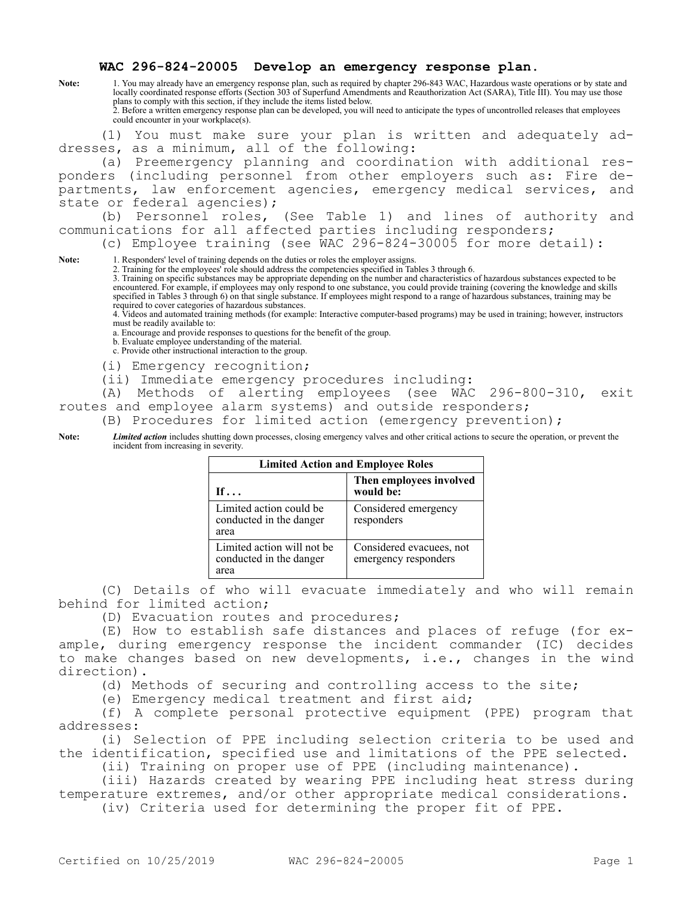# WAC 296-824-20005 Develop an emergency response plan.

**Note:** 1. You may already have an emergency response plan, such as required by chapter 296-843 WAC, Hazardous waste operations or by state and locally coordinated response efforts (Section 303 of Superfund Amendments and Reauthorization Act (SARA), Title III). You may use those plans to comply with this section, if they include the items listed below.
2. Before a written emergency response plan can be developed, you will need to anticipate the types of uncontrolled releases that employees could encounter in your workplace(s).

(1) You must make sure your plan is written and adequately addresses, as a minimum, all of the following:

(a) Preemergency planning and coordination with additional responders (including personnel from other employers such as: Fire departments, law enforcement agencies, emergency medical services, and state or federal agencies);

(b) Personnel roles, (See Table 1) and lines of authority and communications for all affected parties including responders;

(c) Employee training (see WAC 296-824-30005 for more detail):

**Note:** 1. Responders' level of training depends on the duties or roles the employer assigns.
2. Training for the employees' role should address the competencies specified in Tables 3 through 6.
3. Training on specific substances may be appropriate depending on the number and characteristics of hazardous substances expected to be encountered. For example, if employees may only respond to one substance, you could provide training (covering the knowledge and skills specified in Tables 3 through 6) on that single substance. If employees might respond to a range of hazardous substances, training may be required to cover categories of hazardous substances.
4. Videos and automated training methods (for example: Interactive computer-based programs) may be used in training; however, instructors must be readily available to:
a. Encourage and provide responses to questions for the benefit of the group.
b. Evaluate employee understanding of the material.
c. Provide other instructional interaction to the group.

(i) Emergency recognition;

(ii) Immediate emergency procedures including:

(A) Methods of alerting employees (see WAC 296-800-310, exit routes and employee alarm systems) and outside responders;

(B) Procedures for limited action (emergency prevention);

**Note:** *Limited action* includes shutting down processes, closing emergency valves and other critical actions to secure the operation, or prevent the incident from increasing in severity.

| Limited Action and Employee Roles | |
|---|---|
| **If . . .** | **Then employees involved would be:** |
| Limited action could be conducted in the danger area | Considered emergency responders |
| Limited action will not be conducted in the danger area | Considered evacuees, not emergency responders |

(C) Details of who will evacuate immediately and who will remain behind for limited action;

(D) Evacuation routes and procedures;

(E) How to establish safe distances and places of refuge (for example, during emergency response the incident commander (IC) decides to make changes based on new developments, i.e., changes in the wind direction).

(d) Methods of securing and controlling access to the site;

(e) Emergency medical treatment and first aid;

(f) A complete personal protective equipment (PPE) program that addresses:

(i) Selection of PPE including selection criteria to be used and the identification, specified use and limitations of the PPE selected.

(ii) Training on proper use of PPE (including maintenance).

(iii) Hazards created by wearing PPE including heat stress during temperature extremes, and/or other appropriate medical considerations.

(iv) Criteria used for determining the proper fit of PPE.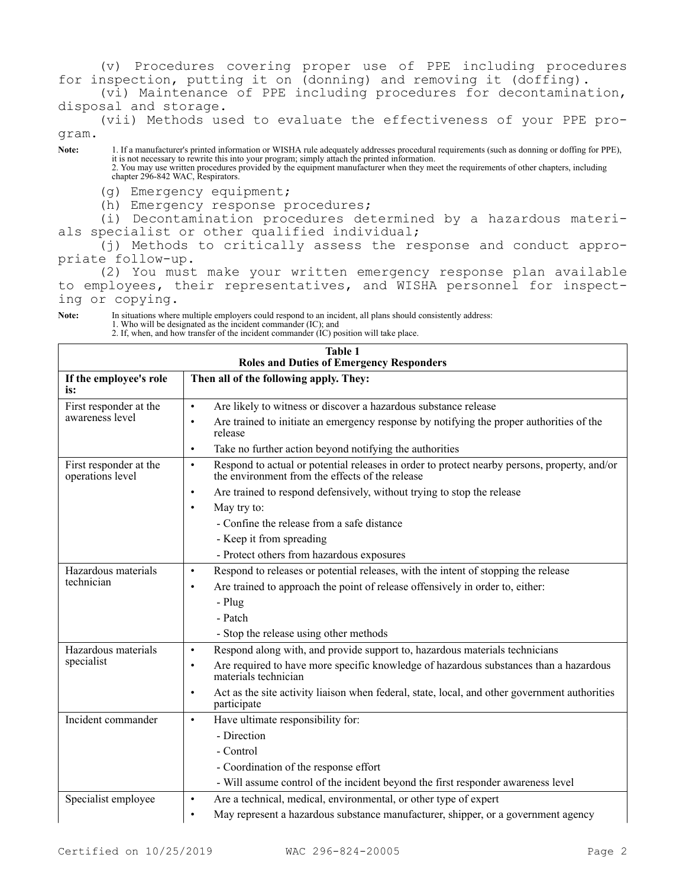(v) Procedures covering proper use of PPE including procedures for inspection, putting it on (donning) and removing it (doffing).

(vi) Maintenance of PPE including procedures for decontamination, disposal and storage.

(vii) Methods used to evaluate the effectiveness of your PPE program.

**Note:** 1. If a manufacturer's printed information or WISHA rule adequately addresses procedural requirements (such as donning or doffing for PPE), it is not necessary to rewrite this into your program; simply attach the printed information.
2. You may use written procedures provided by the equipment manufacturer when they meet the requirements of other chapters, including chapter 296-842 WAC, Respirators.

(g) Emergency equipment;

(h) Emergency response procedures;

(i) Decontamination procedures determined by a hazardous materials specialist or other qualified individual;

(j) Methods to critically assess the response and conduct appropriate follow-up.

(2) You must make your written emergency response plan available to employees, their representatives, and WISHA personnel for inspecting or copying.

**Note:** In situations where multiple employers could respond to an incident, all plans should consistently address:
1. Who will be designated as the incident commander (IC); and
2. If, when, and how transfer of the incident commander (IC) position will take place.

**Table 1**
**Roles and Duties of Emergency Responders**

| If the employee's role is: | Then all of the following apply. They: |
|---|---|
| First responder at the awareness level | • Are likely to witness or discover a hazardous substance release<br>• Are trained to initiate an emergency response by notifying the proper authorities of the release<br>• Take no further action beyond notifying the authorities |
| First responder at the operations level | • Respond to actual or potential releases in order to protect nearby persons, property, and/or the environment from the effects of the release<br>• Are trained to respond defensively, without trying to stop the release<br>• May try to:<br>- Confine the release from a safe distance<br>- Keep it from spreading<br>- Protect others from hazardous exposures |
| Hazardous materials technician | • Respond to releases or potential releases, with the intent of stopping the release<br>• Are trained to approach the point of release offensively in order to, either:<br>- Plug<br>- Patch<br>- Stop the release using other methods |
| Hazardous materials specialist | • Respond along with, and provide support to, hazardous materials technicians<br>• Are required to have more specific knowledge of hazardous substances than a hazardous materials technician<br>• Act as the site activity liaison when federal, state, local, and other government authorities participate |
| Incident commander | • Have ultimate responsibility for:<br>- Direction<br>- Control<br>- Coordination of the response effort<br>- Will assume control of the incident beyond the first responder awareness level |
| Specialist employee | • Are a technical, medical, environmental, or other type of expert<br>• May represent a hazardous substance manufacturer, shipper, or a government agency |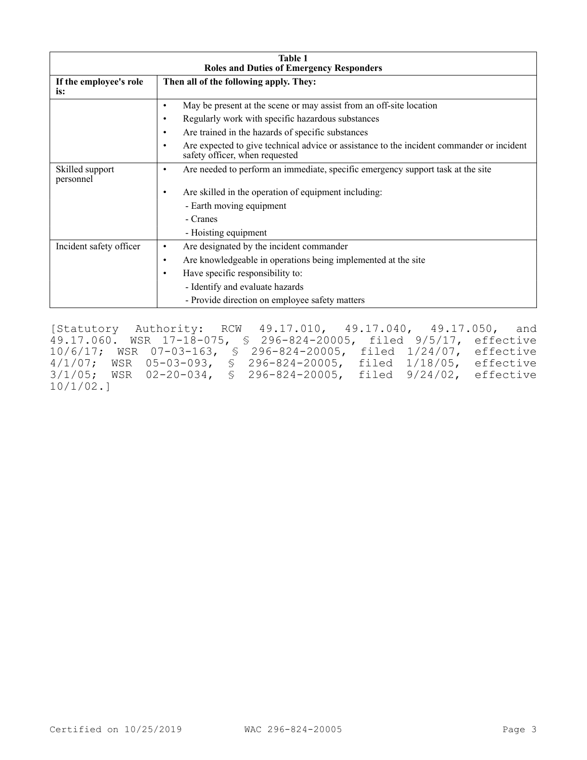| Table 1<br>Roles and Duties of Emergency Responders | |
|---|---|
| **If the employee's role is:** | **Then all of the following apply. They:** |
| | • May be present at the scene or may assist from an off-site location<br>• Regularly work with specific hazardous substances<br>• Are trained in the hazards of specific substances<br>• Are expected to give technical advice or assistance to the incident commander or incident safety officer, when requested |
| Skilled support personnel | • Are needed to perform an immediate, specific emergency support task at the site<br>• Are skilled in the operation of equipment including:<br>- Earth moving equipment<br>- Cranes<br>- Hoisting equipment |
| Incident safety officer | • Are designated by the incident commander<br>• Are knowledgeable in operations being implemented at the site<br>• Have specific responsibility to:<br>- Identify and evaluate hazards<br>- Provide direction on employee safety matters |

[Statutory Authority: RCW 49.17.010, 49.17.040, 49.17.050, and 49.17.060. WSR 17-18-075, § 296-824-20005, filed 9/5/17, effective 10/6/17; WSR 07-03-163, § 296-824-20005, filed 1/24/07, effective 4/1/07; WSR 05-03-093, § 296-824-20005, filed 1/18/05, effective 3/1/05; WSR 02-20-034, § 296-824-20005, filed 9/24/02, effective 10/1/02.]